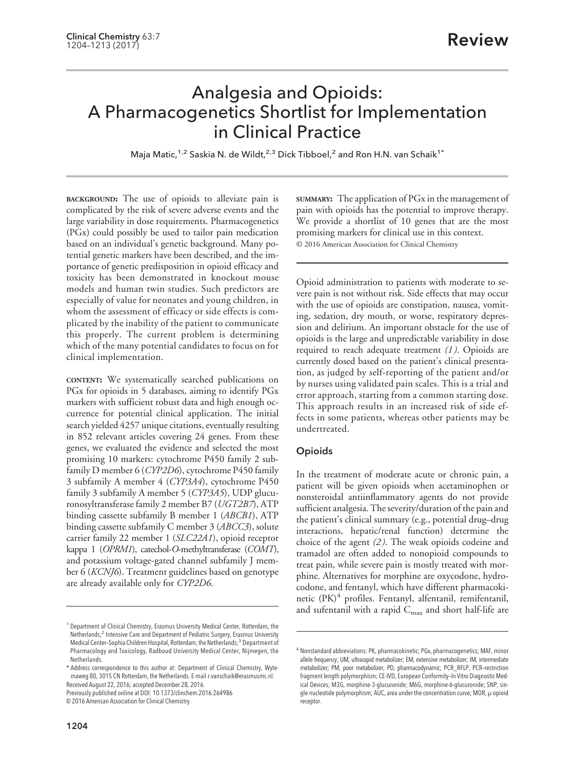# Analgesia and Opioids: A Pharmacogenetics Shortlist for Implementation in Clinical Practice

Maja Matic,[1,2] Saskia N. de Wildt,[2,3] Dick Tibboel,[2] and Ron H.N. van Schaik[1*]

**BACKGROUND:** The use of opioids to alleviate pain is complicated by the risk of severe adverse events and the large variability in dose requirements. Pharmacogenetics (PGx) could possibly be used to tailor pain medication based on an individual's genetic background. Many potential genetic markers have been described, and the importance of genetic predisposition in opioid efficacy and toxicity has been demonstrated in knockout mouse models and human twin studies. Such predictors are especially of value for neonates and young children, in whom the assessment of efficacy or side effects is complicated by the inability of the patient to communicate this properly. The current problem is determining which of the many potential candidates to focus on for clinical implementation.

**CONTENT:** We systematically searched publications on PGx for opioids in 5 databases, aiming to identify PGx markers with sufficient robust data and high enough occurrence for potential clinical application. The initial search yielded 4257 unique citations, eventually resulting in 852 relevant articles covering 24 genes. From these genes, we evaluated the evidence and selected the most promising 10 markers: cytochrome P450 family 2 subfamily D member 6 (*CYP2D6*), cytochrome P450 family 3 subfamily A member 4 (*CYP3A4*), cytochrome P450 family 3 subfamily A member 5 (*CYP3A5*), UDP glucuronosyltransferase family 2 member B7 (*UGT2B7*), ATP binding cassette subfamily B member 1 (*ABCB1*), ATP binding cassette subfamily C member 3 (*ABCC3*), solute carrier family 22 member 1 (*SLC22A1*), opioid receptor kappa 1 (*OPRM1*), catechol-*O*-methyltransferase (*COMT*), and potassium voltage-gated channel subfamily J member 6 (*KCNJ6*). Treatment guidelines based on genotype are already available only for *CYP2D6*.

**SUMMARY:** The application of PGx in the management of pain with opioids has the potential to improve therapy. We provide a shortlist of 10 genes that are the most promising markers for clinical use in this context.

© 2016 American Association for Clinical Chemistry

Opioid administration to patients with moderate to severe pain is not without risk. Side effects that may occur with the use of opioids are constipation, nausea, vomiting, sedation, dry mouth, or worse, respiratory depression and delirium. An important obstacle for the use of opioids is the large and unpredictable variability in dose required to reach adequate treatment *(1)*. Opioids are currently dosed based on the patient's clinical presentation, as judged by self-reporting of the patient and/or by nurses using validated pain scales. This is a trial and error approach, starting from a common starting dose. This approach results in an increased risk of side effects in some patients, whereas other patients may be undertreated.

## Opioids

In the treatment of moderate acute or chronic pain, a patient will be given opioids when acetaminophen or nonsteroidal antiinflammatory agents do not provide sufficient analgesia. The severity/duration of the pain and the patient's clinical summary (e.g., potential drug–drug interactions, hepatic/renal function) determine the choice of the agent *(2)*. The weak opioids codeine and tramadol are often added to nonopioid compounds to treat pain, while severe pain is mostly treated with morphine. Alternatives for morphine are oxycodone, hydrocodone, and fentanyl, which have different pharmacokinetic (PK)[4] profiles. Fentanyl, alfentanil, remifentanil, and sufentanil with a rapid $C_{max}$ and short half-life are

---

[1] Department of Clinical Chemistry, Erasmus University Medical Center, Rotterdam, the Netherlands; [2] Intensive Care and Department of Pediatric Surgery, Erasmus University Medical Center–Sophia Children Hospital, Rotterdam, the Netherlands; [3] Department of Pharmacology and Toxicology, Radboud University Medical Center, Nijmegen, the Netherlands.

\* Address correspondence to this author at: Department of Clinical Chemistry, Wytemaweg 80, 3015 CN Rotterdam, the Netherlands. E-mail r.vanschaik@erasmusmc.nl.

Received August 22, 2016; accepted December 28, 2016.

Previously published online at DOI: 10.1373/clinchem.2016.264986

© 2016 American Association for Clinical Chemistry

[4] Nonstandard abbreviations: PK, pharmacokinetic; PGx, pharmacogenetics; MAF, minor allele frequency; UM, ultrarapid metabolizer; EM, extensive metabolizer; IM, intermediate metabolizer; PM, poor metabolizer; PD, pharmacodynamic; PCR_RFLP, PCR–restriction fragment length polymorphism; CE-IVD, European Conformity–In Vitro Diagnostic Medical Devices; M3G, morphine-3-glucuronide; M6G, morphine-6-glucuronide; SNP, single nucleotide polymorphism; AUC, area under the concentration curve; MOR, μ-opioid receptor.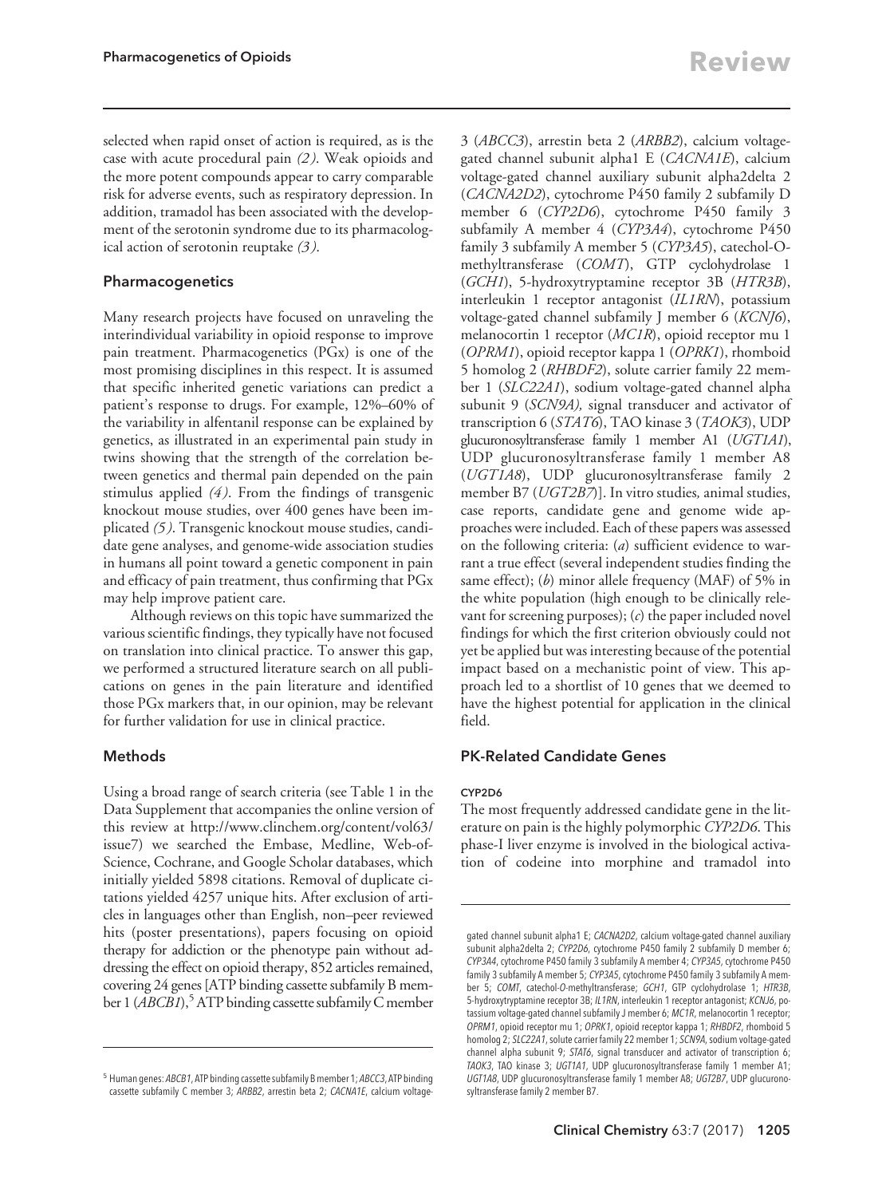selected when rapid onset of action is required, as is the case with acute procedural pain *(2)*. Weak opioids and the more potent compounds appear to carry comparable risk for adverse events, such as respiratory depression. In addition, tramadol has been associated with the development of the serotonin syndrome due to its pharmacological action of serotonin reuptake *(3)*.

## Pharmacogenetics

Many research projects have focused on unraveling the interindividual variability in opioid response to improve pain treatment. Pharmacogenetics (PGx) is one of the most promising disciplines in this respect. It is assumed that specific inherited genetic variations can predict a patient's response to drugs. For example, 12%–60% of the variability in alfentanil response can be explained by genetics, as illustrated in an experimental pain study in twins showing that the strength of the correlation between genetics and thermal pain depended on the pain stimulus applied *(4)*. From the findings of transgenic knockout mouse studies, over 400 genes have been implicated *(5)*. Transgenic knockout mouse studies, candidate gene analyses, and genome-wide association studies in humans all point toward a genetic component in pain and efficacy of pain treatment, thus confirming that PGx may help improve patient care.

Although reviews on this topic have summarized the various scientific findings, they typically have not focused on translation into clinical practice. To answer this gap, we performed a structured literature search on all publications on genes in the pain literature and identified those PGx markers that, in our opinion, may be relevant for further validation for use in clinical practice.

## Methods

Using a broad range of search criteria (see Table 1 in the Data Supplement that accompanies the online version of this review at http://www.clinchem.org/content/vol63/issue7) we searched the Embase, Medline, Web-of-Science, Cochrane, and Google Scholar databases, which initially yielded 5898 citations. Removal of duplicate citations yielded 4257 unique hits. After exclusion of articles in languages other than English, non–peer reviewed hits (poster presentations), papers focusing on opioid therapy for addiction or the phenotype pain without addressing the effect on opioid therapy, 852 articles remained, covering 24 genes [ATP binding cassette subfamily B member 1 (*ABCB1*),[5] ATP binding cassette subfamily C member 3 (*ABCC3*), arrestin beta 2 (*ARBB2*), calcium voltage-gated channel subunit alpha1 E (*CACNA1E*), calcium voltage-gated channel auxiliary subunit alpha2delta 2 (*CACNA2D2*), cytochrome P450 family 2 subfamily D member 6 (*CYP2D6*), cytochrome P450 family 3 subfamily A member 4 (*CYP3A4*), cytochrome P450 family 3 subfamily A member 5 (*CYP3A5*), catechol-O-methyltransferase (*COMT*), GTP cyclohydrolase 1 (*GCH1*), 5-hydroxytryptamine receptor 3B (*HTR3B*), interleukin 1 receptor antagonist (*IL1RN*), potassium voltage-gated channel subfamily J member 6 (*KCNJ6*), melanocortin 1 receptor (*MC1R*), opioid receptor mu 1 (*OPRM1*), opioid receptor kappa 1 (*OPRK1*), rhomboid 5 homolog 2 (*RHBDF2*), solute carrier family 22 member 1 (*SLC22A1*), sodium voltage-gated channel alpha subunit 9 (*SCN9A*), signal transducer and activator of transcription 6 (*STAT6*), TAO kinase 3 (*TAOK3*), UDP glucuronosyltransferase family 1 member A1 (*UGT1A1*), UDP glucuronosyltransferase family 1 member A8 (*UGT1A8*), UDP glucuronosyltransferase family 2 member B7 (*UGT2B7*)]. In vitro studies, animal studies, case reports, candidate gene and genome wide approaches were included. Each of these papers was assessed on the following criteria: (*a*) sufficient evidence to warrant a true effect (several independent studies finding the same effect); (*b*) minor allele frequency (MAF) of 5% in the white population (high enough to be clinically relevant for screening purposes); (*c*) the paper included novel findings for which the first criterion obviously could not yet be applied but was interesting because of the potential impact based on a mechanistic point of view. This approach led to a shortlist of 10 genes that we deemed to have the highest potential for application in the clinical field.

## PK-Related Candidate Genes

### CYP2D6

The most frequently addressed candidate gene in the literature on pain is the highly polymorphic *CYP2D6*. This phase-I liver enzyme is involved in the biological activation of codeine into morphine and tramadol into

---

[5] Human genes: *ABCB1*, ATP binding cassette subfamily B member 1; *ABCC3*, ATP binding cassette subfamily C member 3; *ARBB2*, arrestin beta 2; *CACNA1E*, calcium voltage-gated channel subunit alpha1 E; *CACNA2D2*, calcium voltage-gated channel auxiliary subunit alpha2delta 2; *CYP2D6*, cytochrome P450 family 2 subfamily D member 6; *CYP3A4*, cytochrome P450 family 3 subfamily A member 4; *CYP3A5*, cytochrome P450 family 3 subfamily A member 5; *CYP3A5*, cytochrome P450 family 3 subfamily A member 5; *COMT*, catechol-O-methyltransferase; *GCH1*, GTP cyclohydrolase 1; *HTR3B*, 5-hydroxytryptamine receptor 3B; *IL1RN*, interleukin 1 receptor antagonist; *KCNJ6*, potassium voltage-gated channel subfamily J member 6; *MC1R*, melanocortin 1 receptor; *OPRM1*, opioid receptor mu 1; *OPRK1*, opioid receptor kappa 1; *RHBDF2*, rhomboid 5 homolog 2; *SLC22A1*, solute carrier family 22 member 1; *SCN9A*, sodium voltage-gated channel alpha subunit 9; *STAT6*, signal transducer and activator of transcription 6; *TAOK3*, TAO kinase 3; *UGT1A1*, UDP glucuronosyltransferase family 1 member A1; *UGT1A8*, UDP glucuronosyltransferase family 1 member A8; *UGT2B7*, UDP glucuronosyltransferase family 2 member B7.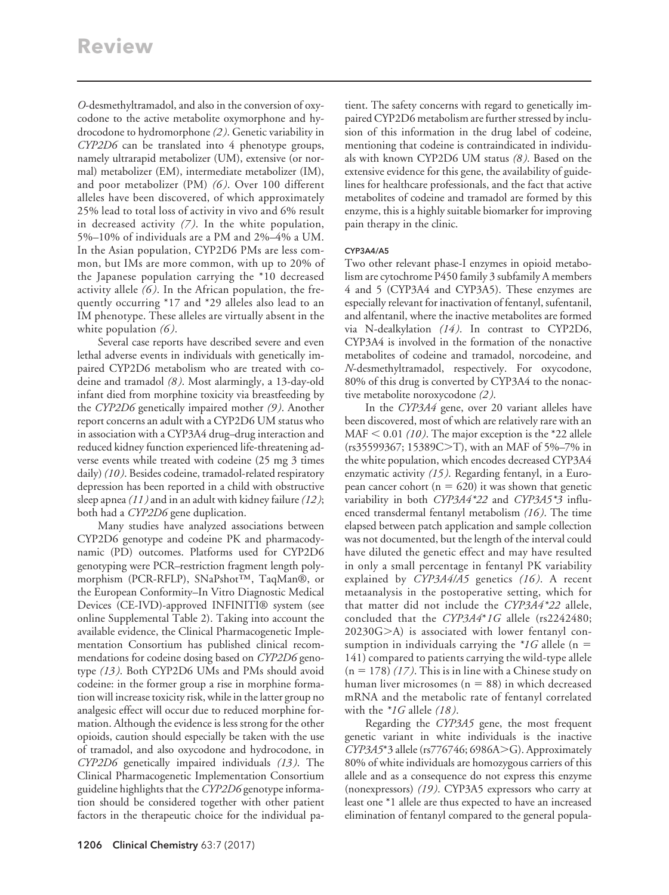*O*-desmethyltramadol, and also in the conversion of oxycodone to the active metabolite oxymorphone and hydrocodone to hydromorphone *(2)*. Genetic variability in *CYP2D6* can be translated into 4 phenotype groups, namely ultrarapid metabolizer (UM), extensive (or normal) metabolizer (EM), intermediate metabolizer (IM), and poor metabolizer (PM) *(6)*. Over 100 different alleles have been discovered, of which approximately 25% lead to total loss of activity in vivo and 6% result in decreased activity *(7)*. In the white population, 5%–10% of individuals are a PM and 2%–4% a UM. In the Asian population, CYP2D6 PMs are less common, but IMs are more common, with up to 20% of the Japanese population carrying the *10 decreased activity allele *(6)*. In the African population, the frequently occurring *17 and *29 alleles also lead to an IM phenotype. These alleles are virtually absent in the white population *(6)*.

Several case reports have described severe and even lethal adverse events in individuals with genetically impaired CYP2D6 metabolism who are treated with codeine and tramadol *(8)*. Most alarmingly, a 13-day-old infant died from morphine toxicity via breastfeeding by the *CYP2D6* genetically impaired mother *(9)*. Another report concerns an adult with a CYP2D6 UM status who in association with a CYP3A4 drug–drug interaction and reduced kidney function experienced life-threatening adverse events while treated with codeine (25 mg 3 times daily) *(10)*. Besides codeine, tramadol-related respiratory depression has been reported in a child with obstructive sleep apnea *(11)* and in an adult with kidney failure *(12)*; both had a *CYP2D6* gene duplication.

Many studies have analyzed associations between CYP2D6 genotype and codeine PK and pharmacodynamic (PD) outcomes. Platforms used for CYP2D6 genotyping were PCR–restriction fragment length polymorphism (PCR-RFLP), SNaPshot™, TaqMan®, or the European Conformity–In Vitro Diagnostic Medical Devices (CE-IVD)-approved INFINITI® system (see online Supplemental Table 2). Taking into account the available evidence, the Clinical Pharmacogenetic Implementation Consortium has published clinical recommendations for codeine dosing based on *CYP2D6* genotype *(13)*. Both CYP2D6 UMs and PMs should avoid codeine: in the former group a rise in morphine formation will increase toxicity risk, while in the latter group no analgesic effect will occur due to reduced morphine formation. Although the evidence is less strong for the other opioids, caution should especially be taken with the use of tramadol, and also oxycodone and hydrocodone, in *CYP2D6* genetically impaired individuals *(13)*. The Clinical Pharmacogenetic Implementation Consortium guideline highlights that the *CYP2D6* genotype information should be considered together with other patient factors in the therapeutic choice for the individual patient. The safety concerns with regard to genetically impaired CYP2D6 metabolism are further stressed by inclusion of this information in the drug label of codeine, mentioning that codeine is contraindicated in individuals with known CYP2D6 UM status *(8)*. Based on the extensive evidence for this gene, the availability of guidelines for healthcare professionals, and the fact that active metabolites of codeine and tramadol are formed by this enzyme, this is a highly suitable biomarker for improving pain therapy in the clinic.

#### CYP3A4/A5

Two other relevant phase-I enzymes in opioid metabolism are cytochrome P450 family 3 subfamily A members 4 and 5 (CYP3A4 and CYP3A5). These enzymes are especially relevant for inactivation of fentanyl, sufentanil, and alfentanil, where the inactive metabolites are formed via N-dealkylation *(14)*. In contrast to CYP2D6, CYP3A4 is involved in the formation of the nonactive metabolites of codeine and tramadol, norcodeine, and *N*-desmethyltramadol, respectively. For oxycodone, 80% of this drug is converted by CYP3A4 to the nonactive metabolite noroxycodone *(2)*.

In the *CYP3A4* gene, over 20 variant alleles have been discovered, most of which are relatively rare with an MAF < 0.01 *(10)*. The major exception is the *22 allele (rs35599367; 15389C>T), with an MAF of 5%–7% in the white population, which encodes decreased CYP3A4 enzymatic activity *(15)*. Regarding fentanyl, in a European cancer cohort (n = 620) it was shown that genetic variability in both *CYP3A4*22* and *CYP3A5*3* influenced transdermal fentanyl metabolism *(16)*. The time elapsed between patch application and sample collection was not documented, but the length of the interval could have diluted the genetic effect and may have resulted in only a small percentage in fentanyl PK variability explained by *CYP3A4/A5* genetics *(16)*. A recent metaanalysis in the postoperative setting, which for that matter did not include the *CYP3A4*22* allele, concluded that the *CYP3A4*1G* allele (rs2242480; 20230G>A) is associated with lower fentanyl consumption in individuals carrying the **1G* allele (n = 141) compared to patients carrying the wild-type allele (n = 178) *(17)*. This is in line with a Chinese study on human liver microsomes (n = 88) in which decreased mRNA and the metabolic rate of fentanyl correlated with the **1G* allele *(18)*.

Regarding the *CYP3A5* gene, the most frequent genetic variant in white individuals is the inactive *CYP3A5*3* allele (rs776746; 6986A>G). Approximately 80% of white individuals are homozygous carriers of this allele and as a consequence do not express this enzyme (nonexpressors) *(19)*. CYP3A5 expressors who carry at least one *1 allele are thus expected to have an increased elimination of fentanyl compared to the general popula-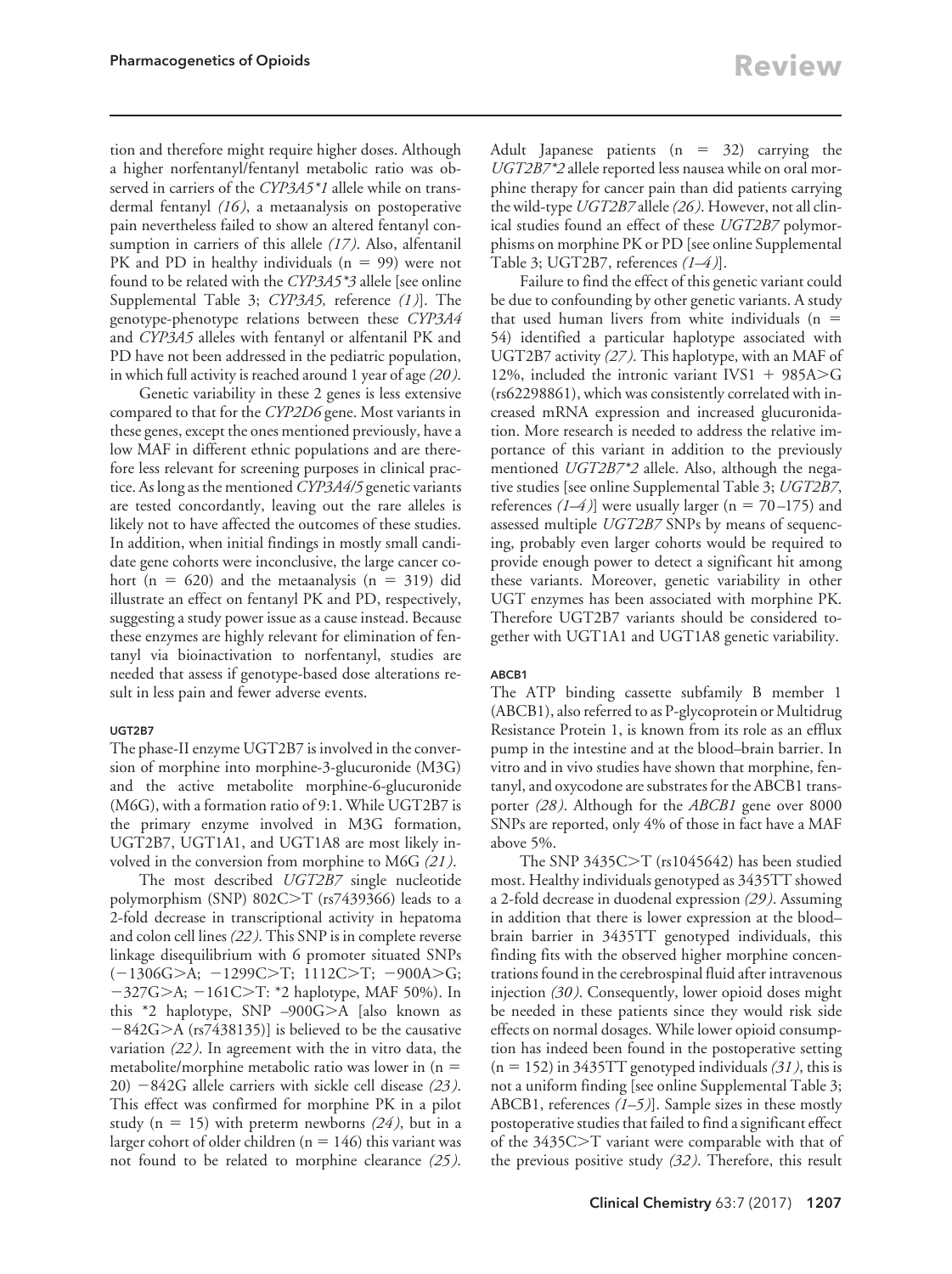tion and therefore might require higher doses. Although a higher norfentanyl/fentanyl metabolic ratio was observed in carriers of the *CYP3A5*1* allele while on transdermal fentanyl *(16)*, a metaanalysis on postoperative pain nevertheless failed to show an altered fentanyl consumption in carriers of this allele *(17)*. Also, alfentanil PK and PD in healthy individuals (n = 99) were not found to be related with the *CYP3A5*3* allele [see online Supplemental Table 3; *CYP3A5,* reference *(1)*]. The genotype-phenotype relations between these *CYP3A4* and *CYP3A5* alleles with fentanyl or alfentanil PK and PD have not been addressed in the pediatric population, in which full activity is reached around 1 year of age *(20)*.

Genetic variability in these 2 genes is less extensive compared to that for the *CYP2D6* gene. Most variants in these genes, except the ones mentioned previously, have a low MAF in different ethnic populations and are therefore less relevant for screening purposes in clinical practice. As long as the mentioned *CYP3A4/5* genetic variants are tested concordantly, leaving out the rare alleles is likely not to have affected the outcomes of these studies. In addition, when initial findings in mostly small candidate gene cohorts were inconclusive, the large cancer cohort (n = 620) and the metaanalysis (n = 319) did illustrate an effect on fentanyl PK and PD, respectively, suggesting a study power issue as a cause instead. Because these enzymes are highly relevant for elimination of fentanyl via bioinactivation to norfentanyl, studies are needed that assess if genotype-based dose alterations result in less pain and fewer adverse events.

#### UGT2B7

The phase-II enzyme UGT2B7 is involved in the conversion of morphine into morphine-3-glucuronide (M3G) and the active metabolite morphine-6-glucuronide (M6G), with a formation ratio of 9:1. While UGT2B7 is the primary enzyme involved in M3G formation, UGT2B7, UGT1A1, and UGT1A8 are most likely involved in the conversion from morphine to M6G *(21)*.

The most described *UGT2B7* single nucleotide polymorphism (SNP) 802C>T (rs7439366) leads to a 2-fold decrease in transcriptional activity in hepatoma and colon cell lines *(22)*. This SNP is in complete reverse linkage disequilibrium with 6 promoter situated SNPs (−1306G>A; −1299C>T; 1112C>T; −900A>G; −327G>A; −161C>T: *2 haplotype, MAF 50%). In this *2 haplotype, SNP –900G>A [also known as −842G>A (rs7438135)] is believed to be the causative variation *(22)*. In agreement with the in vitro data, the metabolite/morphine metabolic ratio was lower in (n = 20) −842G allele carriers with sickle cell disease *(23)*. This effect was confirmed for morphine PK in a pilot study (n = 15) with preterm newborns *(24)*, but in a larger cohort of older children (n = 146) this variant was not found to be related to morphine clearance *(25)*. Adult Japanese patients (n = 32) carrying the *UGT2B7*2* allele reported less nausea while on oral morphine therapy for cancer pain than did patients carrying the wild-type *UGT2B7* allele *(26)*. However, not all clinical studies found an effect of these *UGT2B7* polymorphisms on morphine PK or PD [see online Supplemental Table 3; UGT2B7, references *(1–4)*].

Failure to find the effect of this genetic variant could be due to confounding by other genetic variants. A study that used human livers from white individuals (n = 54) identified a particular haplotype associated with UGT2B7 activity *(27)*. This haplotype, with an MAF of 12%, included the intronic variant IVS1 + 985A>G (rs62298861), which was consistently correlated with increased mRNA expression and increased glucuronidation. More research is needed to address the relative importance of this variant in addition to the previously mentioned *UGT2B7*2* allele. Also, although the negative studies [see online Supplemental Table 3; *UGT2B7*, references *(1–4)*] were usually larger (n = 70–175) and assessed multiple *UGT2B7* SNPs by means of sequencing, probably even larger cohorts would be required to provide enough power to detect a significant hit among these variants. Moreover, genetic variability in other UGT enzymes has been associated with morphine PK. Therefore UGT2B7 variants should be considered together with UGT1A1 and UGT1A8 genetic variability.

#### ABCB1

The ATP binding cassette subfamily B member 1 (ABCB1), also referred to as P-glycoprotein or Multidrug Resistance Protein 1, is known from its role as an efflux pump in the intestine and at the blood–brain barrier. In vitro and in vivo studies have shown that morphine, fentanyl, and oxycodone are substrates for the ABCB1 transporter *(28)*. Although for the *ABCB1* gene over 8000 SNPs are reported, only 4% of those in fact have a MAF above 5%.

The SNP 3435C>T (rs1045642) has been studied most. Healthy individuals genotyped as 3435TT showed a 2-fold decrease in duodenal expression *(29)*. Assuming in addition that there is lower expression at the blood–brain barrier in 3435TT genotyped individuals, this finding fits with the observed higher morphine concentrations found in the cerebrospinal fluid after intravenous injection *(30)*. Consequently, lower opioid doses might be needed in these patients since they would risk side effects on normal dosages. While lower opioid consumption has indeed been found in the postoperative setting (n = 152) in 3435TT genotyped individuals *(31)*, this is not a uniform finding [see online Supplemental Table 3; ABCB1, references *(1–5)*]. Sample sizes in these mostly postoperative studies that failed to find a significant effect of the 3435C>T variant were comparable with that of the previous positive study *(32)*. Therefore, this result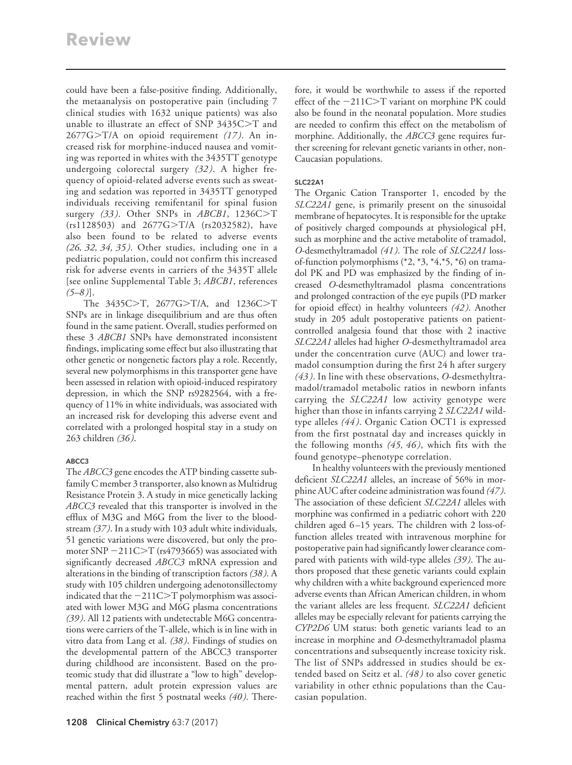could have been a false-positive finding. Additionally, the metaanalysis on postoperative pain (including 7 clinical studies with 1632 unique patients) was also unable to illustrate an effect of SNP 3435C>T and 2677G>T/A on opioid requirement *(17)*. An increased risk for morphine-induced nausea and vomiting was reported in whites with the 3435TT genotype undergoing colorectal surgery *(32)*. A higher frequency of opioid-related adverse events such as sweating and sedation was reported in 3435TT genotyped individuals receiving remifentanil for spinal fusion surgery *(33)*. Other SNPs in *ABCB1*, 1236C>T (rs1128503) and 2677G>T/A (rs2032582), have also been found to be related to adverse events *(26, 32, 34, 35)*. Other studies, including one in a pediatric population, could not confirm this increased risk for adverse events in carriers of the 3435T allele [see online Supplemental Table 3; *ABCB1*, references *(5–8)*].

The 3435C>T, 2677G>T/A, and 1236C>T SNPs are in linkage disequilibrium and are thus often found in the same patient. Overall, studies performed on these 3 *ABCB1* SNPs have demonstrated inconsistent findings, implicating some effect but also illustrating that other genetic or nongenetic factors play a role. Recently, several new polymorphisms in this transporter gene have been assessed in relation with opioid-induced respiratory depression, in which the SNP rs9282564, with a frequency of 11% in white individuals, was associated with an increased risk for developing this adverse event and correlated with a prolonged hospital stay in a study on 263 children *(36)*.

#### ABCC3

The *ABCC3* gene encodes the ATP binding cassette subfamily C member 3 transporter, also known as Multidrug Resistance Protein 3. A study in mice genetically lacking *ABCC3* revealed that this transporter is involved in the efflux of M3G and M6G from the liver to the bloodstream *(37)*. In a study with 103 adult white individuals, 51 genetic variations were discovered, but only the promoter SNP −211C>T (rs4793665) was associated with significantly decreased *ABCC3* mRNA expression and alterations in the binding of transcription factors *(38)*. A study with 105 children undergoing adenotonsillectomy indicated that the −211C>T polymorphism was associated with lower M3G and M6G plasma concentrations *(39)*. All 12 patients with undetectable M6G concentrations were carriers of the T-allele, which is in line with in vitro data from Lang et al. *(38)*. Findings of studies on the developmental pattern of the ABCC3 transporter during childhood are inconsistent. Based on the proteomic study that did illustrate a "low to high" developmental pattern, adult protein expression values are reached within the first 5 postnatal weeks *(40)*. Therefore, it would be worthwhile to assess if the reported effect of the −211C>T variant on morphine PK could also be found in the neonatal population. More studies are needed to confirm this effect on the metabolism of morphine. Additionally, the *ABCC3* gene requires further screening for relevant genetic variants in other, non-Caucasian populations.

#### SLC22A1

The Organic Cation Transporter 1, encoded by the *SLC22A1* gene, is primarily present on the sinusoidal membrane of hepatocytes. It is responsible for the uptake of positively charged compounds at physiological pH, such as morphine and the active metabolite of tramadol, *O*-desmethyltramadol *(41)*. The role of *SLC22A1* loss-of-function polymorphisms (*2, *3, *4,*5, *6) on tramadol PK and PD was emphasized by the finding of increased *O*-desmethyltramadol plasma concentrations and prolonged contraction of the eye pupils (PD marker for opioid effect) in healthy volunteers *(42)*. Another study in 205 adult postoperative patients on patient-controlled analgesia found that those with 2 inactive *SLC22A1* alleles had higher *O*-desmethyltramadol area under the concentration curve (AUC) and lower tramadol consumption during the first 24 h after surgery *(43)*. In line with these observations, *O*-desmethyltramadol/tramadol metabolic ratios in newborn infants carrying the *SLC22A1* low activity genotype were higher than those in infants carrying 2 *SLC22A1* wildtype alleles *(44)*. Organic Cation OCT1 is expressed from the first postnatal day and increases quickly in the following months *(45, 46)*, which fits with the found genotype–phenotype correlation.

In healthy volunteers with the previously mentioned deficient *SLC22A1* alleles, an increase of 56% in morphine AUC after codeine administration was found *(47)*. The association of these deficient *SLC22A1* alleles with morphine was confirmed in a pediatric cohort with 220 children aged 6–15 years. The children with 2 loss-of-function alleles treated with intravenous morphine for postoperative pain had significantly lower clearance compared with patients with wild-type alleles *(39)*. The authors proposed that these genetic variants could explain why children with a white background experienced more adverse events than African American children, in whom the variant alleles are less frequent. *SLC22A1* deficient alleles may be especially relevant for patients carrying the *CYP2D6* UM status: both genetic variants lead to an increase in morphine and *O*-desmethyltramadol plasma concentrations and subsequently increase toxicity risk. The list of SNPs addressed in studies should be extended based on Seitz et al. *(48)* to also cover genetic variability in other ethnic populations than the Caucasian population.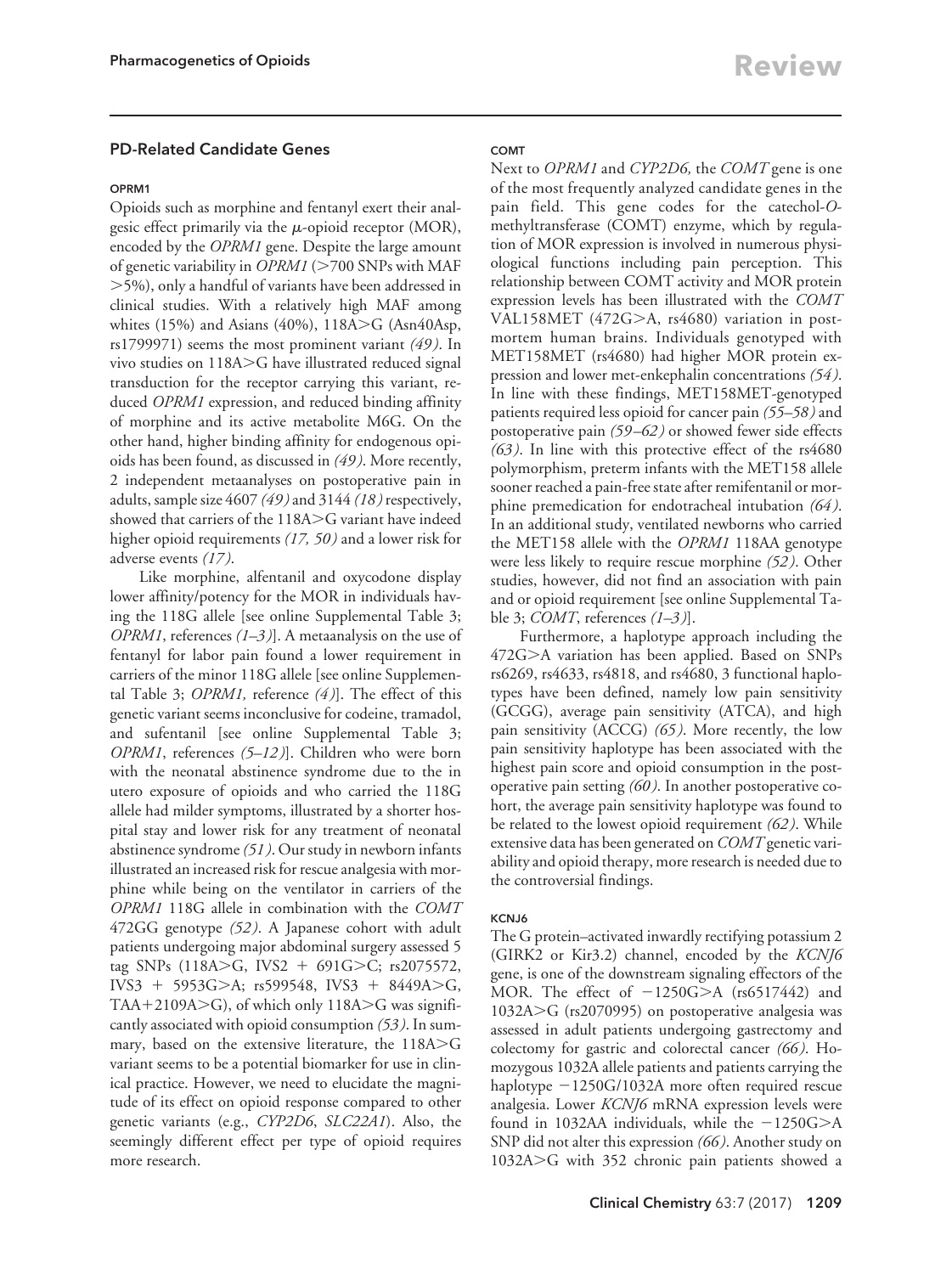## PD-Related Candidate Genes

### OPRM1

Opioids such as morphine and fentanyl exert their analgesic effect primarily via the $\mu$-opioid receptor (MOR), encoded by the *OPRM1* gene. Despite the large amount of genetic variability in *OPRM1* (>700 SNPs with MAF >5%), only a handful of variants have been addressed in clinical studies. With a relatively high MAF among whites (15%) and Asians (40%), 118A>G (Asn40Asp, rs1799971) seems the most prominent variant *(49)*. In vivo studies on 118A>G have illustrated reduced signal transduction for the receptor carrying this variant, reduced *OPRM1* expression, and reduced binding affinity of morphine and its active metabolite M6G. On the other hand, higher binding affinity for endogenous opioids has been found, as discussed in *(49)*. More recently, 2 independent metaanalyses on postoperative pain in adults, sample size 4607 *(49)* and 3144 *(18)* respectively, showed that carriers of the 118A>G variant have indeed higher opioid requirements *(17, 50)* and a lower risk for adverse events *(17)*.

Like morphine, alfentanil and oxycodone display lower affinity/potency for the MOR in individuals having the 118G allele [see online Supplemental Table 3; *OPRM1*, references *(1–3)*]. A metaanalysis on the use of fentanyl for labor pain found a lower requirement in carriers of the minor 118G allele [see online Supplemental Table 3; *OPRM1,* reference *(4)*]. The effect of this genetic variant seems inconclusive for codeine, tramadol, and sufentanil [see online Supplemental Table 3; *OPRM1*, references *(5–12)*]. Children who were born with the neonatal abstinence syndrome due to the in utero exposure of opioids and who carried the 118G allele had milder symptoms, illustrated by a shorter hospital stay and lower risk for any treatment of neonatal abstinence syndrome *(51)*. Our study in newborn infants illustrated an increased risk for rescue analgesia with morphine while being on the ventilator in carriers of the *OPRM1* 118G allele in combination with the *COMT* 472GG genotype *(52)*. A Japanese cohort with adult patients undergoing major abdominal surgery assessed 5 tag SNPs (118A>G, IVS2 + 691G>C; rs2075572, IVS3 + 5953G>A; rs599548, IVS3 + 8449A>G, TAA+2109A>G), of which only 118A>G was significantly associated with opioid consumption *(53)*. In summary, based on the extensive literature, the 118A>G variant seems to be a potential biomarker for use in clinical practice. However, we need to elucidate the magnitude of its effect on opioid response compared to other genetic variants (e.g., *CYP2D6*, *SLC22A1*). Also, the seemingly different effect per type of opioid requires more research.

### COMT

Next to *OPRM1* and *CYP2D6,* the *COMT* gene is one of the most frequently analyzed candidate genes in the pain field. This gene codes for the catechol-*O*-methyltransferase (COMT) enzyme, which by regulation of MOR expression is involved in numerous physiological functions including pain perception. This relationship between COMT activity and MOR protein expression levels has been illustrated with the *COMT* VAL158MET (472G>A, rs4680) variation in postmortem human brains. Individuals genotyped with MET158MET (rs4680) had higher MOR protein expression and lower met-enkephalin concentrations *(54)*. In line with these findings, MET158MET-genotyped patients required less opioid for cancer pain *(55–58)* and postoperative pain *(59–62)* or showed fewer side effects *(63)*. In line with this protective effect of the rs4680 polymorphism, preterm infants with the MET158 allele sooner reached a pain-free state after remifentanil or morphine premedication for endotracheal intubation *(64)*. In an additional study, ventilated newborns who carried the MET158 allele with the *OPRM1* 118AA genotype were less likely to require rescue morphine *(52)*. Other studies, however, did not find an association with pain and or opioid requirement [see online Supplemental Table 3; *COMT*, references *(1–3)*].

Furthermore, a haplotype approach including the 472G>A variation has been applied. Based on SNPs rs6269, rs4633, rs4818, and rs4680, 3 functional haplotypes have been defined, namely low pain sensitivity (GCGG), average pain sensitivity (ATCA), and high pain sensitivity (ACCG) *(65)*. More recently, the low pain sensitivity haplotype has been associated with the highest pain score and opioid consumption in the postoperative pain setting *(60)*. In another postoperative cohort, the average pain sensitivity haplotype was found to be related to the lowest opioid requirement *(62)*. While extensive data has been generated on *COMT* genetic variability and opioid therapy, more research is needed due to the controversial findings.

### KCNJ6

The G protein–activated inwardly rectifying potassium 2 (GIRK2 or Kir3.2) channel, encoded by the *KCNJ6* gene, is one of the downstream signaling effectors of the MOR. The effect of −1250G>A (rs6517442) and 1032A>G (rs2070995) on postoperative analgesia was assessed in adult patients undergoing gastrectomy and colectomy for gastric and colorectal cancer *(66)*. Homozygous 1032A allele patients and patients carrying the haplotype −1250G/1032A more often required rescue analgesia. Lower *KCNJ6* mRNA expression levels were found in 1032AA individuals, while the −1250G>A SNP did not alter this expression *(66)*. Another study on 1032A>G with 352 chronic pain patients showed a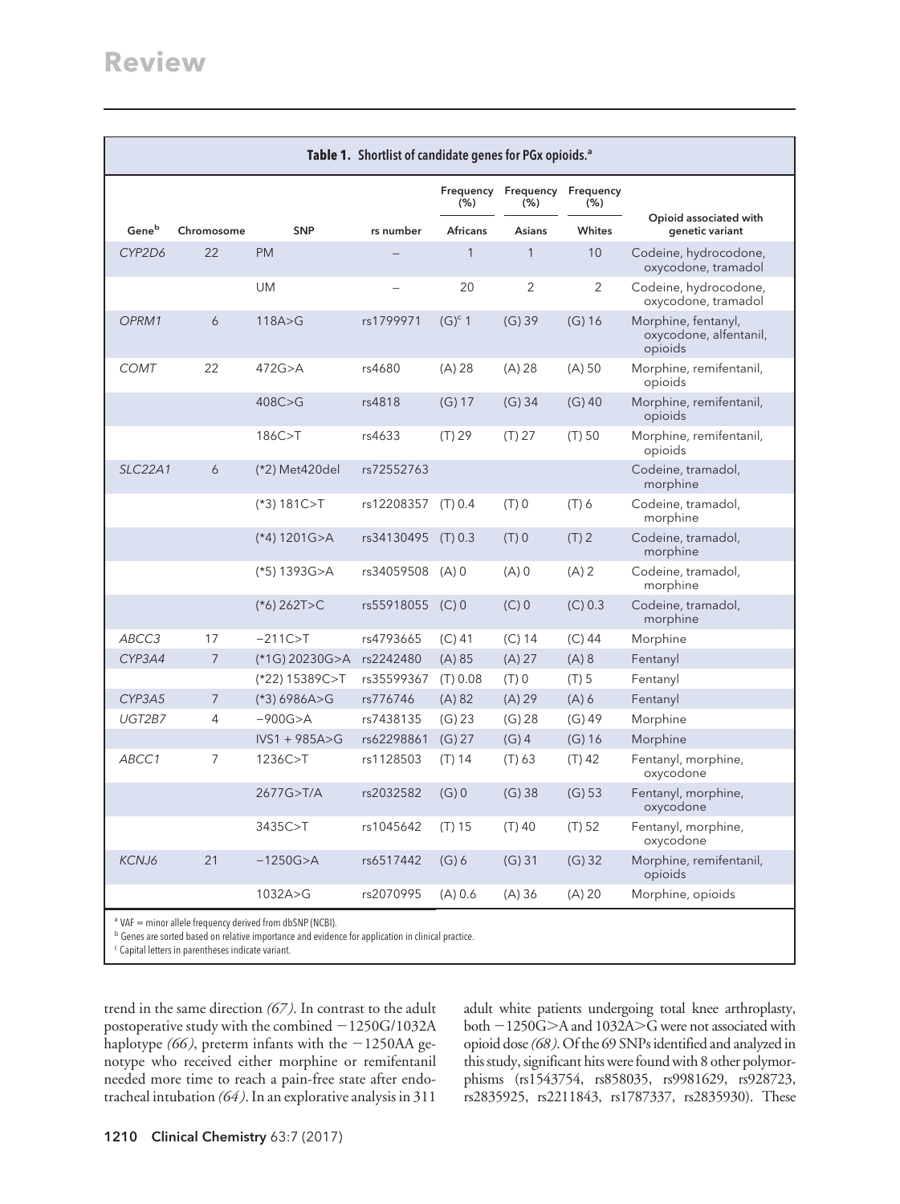**Table 1. Shortlist of candidate genes for PGx opioids.[a]**

| Gene[b] | Chromosome | SNP | rs number | Frequency (%) Africans | Frequency (%) Asians | Frequency (%) Whites | Opioid associated with genetic variant |
|---|---|---|---|---|---|---|---|
| *CYP2D6* | 22 | PM | – | 1 | 1 | 10 | Codeine, hydrocodone, oxycodone, tramadol |
| | | UM | – | 20 | 2 | 2 | Codeine, hydrocodone, oxycodone, tramadol |
| *OPRM1* | 6 | 118A>G | rs1799971 | (G)[c] 1 | (G) 39 | (G) 16 | Morphine, fentanyl, oxycodone, alfentanil, opioids |
| *COMT* | 22 | 472G>A | rs4680 | (A) 28 | (A) 28 | (A) 50 | Morphine, remifentanil, opioids |
| | | 408C>G | rs4818 | (G) 17 | (G) 34 | (G) 40 | Morphine, remifentanil, opioids |
| | | 186C>T | rs4633 | (T) 29 | (T) 27 | (T) 50 | Morphine, remifentanil, opioids |
| *SLC22A1* | 6 | (*2) Met420del | rs72552763 | | | | Codeine, tramadol, morphine |
| | | (*3) 181C>T | rs12208357 | (T) 0.4 | (T) 0 | (T) 6 | Codeine, tramadol, morphine |
| | | (*4) 1201G>A | rs34130495 | (T) 0.3 | (T) 0 | (T) 2 | Codeine, tramadol, morphine |
| | | (*5) 1393G>A | rs34059508 | (A) 0 | (A) 0 | (A) 2 | Codeine, tramadol, morphine |
| | | (*6) 262T>C | rs55918055 | (C) 0 | (C) 0 | (C) 0.3 | Codeine, tramadol, morphine |
| *ABCC3* | 17 | −211C>T | rs4793665 | (C) 41 | (C) 14 | (C) 44 | Morphine |
| *CYP3A4* | 7 | (*1G) 20230G>A | rs2242480 | (A) 85 | (A) 27 | (A) 8 | Fentanyl |
| | | (*22) 15389C>T | rs35599367 | (T) 0.08 | (T) 0 | (T) 5 | Fentanyl |
| *CYP3A5* | 7 | (*3) 6986A>G | rs776746 | (A) 82 | (A) 29 | (A) 6 | Fentanyl |
| *UGT2B7* | 4 | −900G>A | rs7438135 | (G) 23 | (G) 28 | (G) 49 | Morphine |
| | | IVS1 + 985A>G | rs62298861 | (G) 27 | (G) 4 | (G) 16 | Morphine |
| *ABCC1* | 7 | 1236C>T | rs1128503 | (T) 14 | (T) 63 | (T) 42 | Fentanyl, morphine, oxycodone |
| | | 2677G>T/A | rs2032582 | (G) 0 | (G) 38 | (G) 53 | Fentanyl, morphine, oxycodone |
| | | 3435C>T | rs1045642 | (T) 15 | (T) 40 | (T) 52 | Fentanyl, morphine, oxycodone |
| *KCNJ6* | 21 | −1250G>A | rs6517442 | (G) 6 | (G) 31 | (G) 32 | Morphine, remifentanil, opioids |
| | | 1032A>G | rs2070995 | (A) 0.6 | (A) 36 | (A) 20 | Morphine, opioids |

[a] VAF = minor allele frequency derived from dbSNP (NCBI).
[b] Genes are sorted based on relative importance and evidence for application in clinical practice.
[c] Capital letters in parentheses indicate variant.

trend in the same direction *(67)*. In contrast to the adult postoperative study with the combined −1250G/1032A haplotype *(66)*, preterm infants with the −1250AA genotype who received either morphine or remifentanil needed more time to reach a pain-free state after endotracheal intubation *(64)*. In an explorative analysis in 311 adult white patients undergoing total knee arthroplasty, both −1250G>A and 1032A>G were not associated with opioid dose *(68)*. Of the 69 SNPs identified and analyzed in this study, significant hits were found with 8 other polymorphisms (rs1543754, rs858035, rs9981629, rs928723, rs2835925, rs2211843, rs1787337, rs2835930). These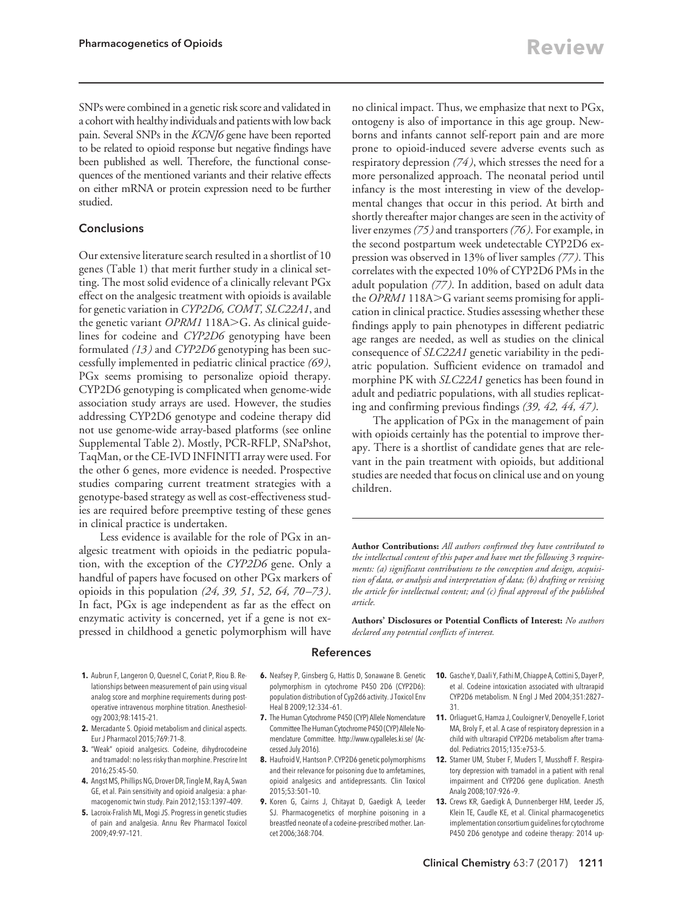SNPs were combined in a genetic risk score and validated in a cohort with healthy individuals and patients with low back pain. Several SNPs in the *KCNJ6* gene have been reported to be related to opioid response but negative findings have been published as well. Therefore, the functional consequences of the mentioned variants and their relative effects on either mRNA or protein expression need to be further studied.

## Conclusions

Our extensive literature search resulted in a shortlist of 10 genes (Table 1) that merit further study in a clinical setting. The most solid evidence of a clinically relevant PGx effect on the analgesic treatment with opioids is available for genetic variation in *CYP2D6, COMT, SLC22A1*, and the genetic variant *OPRM1* 118A>G. As clinical guidelines for codeine and *CYP2D6* genotyping have been formulated *(13)* and *CYP2D6* genotyping has been successfully implemented in pediatric clinical practice *(69)*, PGx seems promising to personalize opioid therapy. CYP2D6 genotyping is complicated when genome-wide association study arrays are used. However, the studies addressing CYP2D6 genotype and codeine therapy did not use genome-wide array-based platforms (see online Supplemental Table 2). Mostly, PCR-RFLP, SNaPshot, TaqMan, or the CE-IVD INFINITI array were used. For the other 6 genes, more evidence is needed. Prospective studies comparing current treatment strategies with a genotype-based strategy as well as cost-effectiveness studies are required before preemptive testing of these genes in clinical practice is undertaken.

Less evidence is available for the role of PGx in analgesic treatment with opioids in the pediatric population, with the exception of the *CYP2D6* gene. Only a handful of papers have focused on other PGx markers of opioids in this population *(24, 39, 51, 52, 64, 70–73)*. In fact, PGx is age independent as far as the effect on enzymatic activity is concerned, yet if a gene is not expressed in childhood a genetic polymorphism will have no clinical impact. Thus, we emphasize that next to PGx, ontogeny is also of importance in this age group. Newborns and infants cannot self-report pain and are more prone to opioid-induced severe adverse events such as respiratory depression *(74)*, which stresses the need for a more personalized approach. The neonatal period until infancy is the most interesting in view of the developmental changes that occur in this period. At birth and shortly thereafter major changes are seen in the activity of liver enzymes *(75)* and transporters *(76)*. For example, in the second postpartum week undetectable CYP2D6 expression was observed in 13% of liver samples *(77)*. This correlates with the expected 10% of CYP2D6 PMs in the adult population *(77)*. In addition, based on adult data the *OPRM1* 118A>G variant seems promising for application in clinical practice. Studies assessing whether these findings apply to pain phenotypes in different pediatric age ranges are needed, as well as studies on the clinical consequence of *SLC22A1* genetic variability in the pediatric population. Sufficient evidence on tramadol and morphine PK with *SLC22A1* genetics has been found in adult and pediatric populations, with all studies replicating and confirming previous findings *(39, 42, 44, 47)*.

The application of PGx in the management of pain with opioids certainly has the potential to improve therapy. There is a shortlist of candidate genes that are relevant in the pain treatment with opioids, but additional studies are needed that focus on clinical use and on young children.

**Author Contributions:** *All authors confirmed they have contributed to the intellectual content of this paper and have met the following 3 requirements: (a) significant contributions to the conception and design, acquisition of data, or analysis and interpretation of data; (b) drafting or revising the article for intellectual content; and (c) final approval of the published article.*

**Authors' Disclosures or Potential Conflicts of Interest:** *No authors declared any potential conflicts of interest.*

## References

1. Aubrun F, Langeron O, Quesnel C, Coriat P, Riou B. Relationships between measurement of pain using visual analog score and morphine requirements during postoperative intravenous morphine titration. Anesthesiology 2003;98:1415–21.
2. Mercadante S. Opioid metabolism and clinical aspects. Eur J Pharmacol 2015;769:71-8.
3. "Weak" opioid analgesics. Codeine, dihydrocodeine and tramadol: no less risky than morphine. Prescrire Int 2016;25:45–50.
4. Angst MS, Phillips NG, Drover DR, Tingle M, Ray A, Swan GE, et al. Pain sensitivity and opioid analgesia: a pharmacogenomic twin study. Pain 2012;153:1397–409.
5. Lacroix-Fralish ML, Mogi JS. Progress in genetic studies of pain and analgesia. Annu Rev Pharmacol Toxicol 2009;49:97–121.
6. Neafsey P, Ginsberg G, Hattis D, Sonawane B. Genetic polymorphism in cytochrome P450 2D6 (CYP2D6): population distribution of Cyp2d6 activity. J Toxicol Env Heal B 2009;12:334–61.
7. The Human Cytochrome P450 (CYP) Allele Nomenclature Committee The Human Cytochrome P450 (CYP) Allele Nomenclature Committee. http://www.cypalleles.ki.se/ (Accessed July 2016).
8. Haufroid V, Hantson P. CYP2D6 genetic polymorphisms and their relevance for poisoning due to amfetamines, opioid analgesics and antidepressants. Clin Toxicol 2015;53:501–10.
9. Koren G, Cairns J, Chitayat D, Gaedigk A, Leeder SJ. Pharmacogenetics of morphine poisoning in a breastfed neonate of a codeine-prescribed mother. Lancet 2006;368:704.
10. Gasche Y, Daali Y, Fathi M, Chiappe A, Cottini S, Dayer P, et al. Codeine intoxication associated with ultrarapid CYP2D6 metabolism. N Engl J Med 2004;351:2827–31.
11. Orliaguet G, Hamza J, Couloigner V, Denoyelle F, Loriot MA, Broly F, et al. A case of respiratory depression in a child with ultrarapid CYP2D6 metabolism after tramadol. Pediatrics 2015;135:e753–5.
12. Stamer UM, Stuber F, Muders T, Musshoff F. Respiratory depression with tramadol in a patient with renal impairment and CYP2D6 gene duplication. Anesth Analg 2008;107:926–9.
13. Crews KR, Gaedigk A, Dunnenberger HM, Leeder JS, Klein TE, Caudle KE, et al. Clinical pharmacogenetics implementation consortium guidelines for cytochrome P450 2D6 genotype and codeine therapy: 2014 up-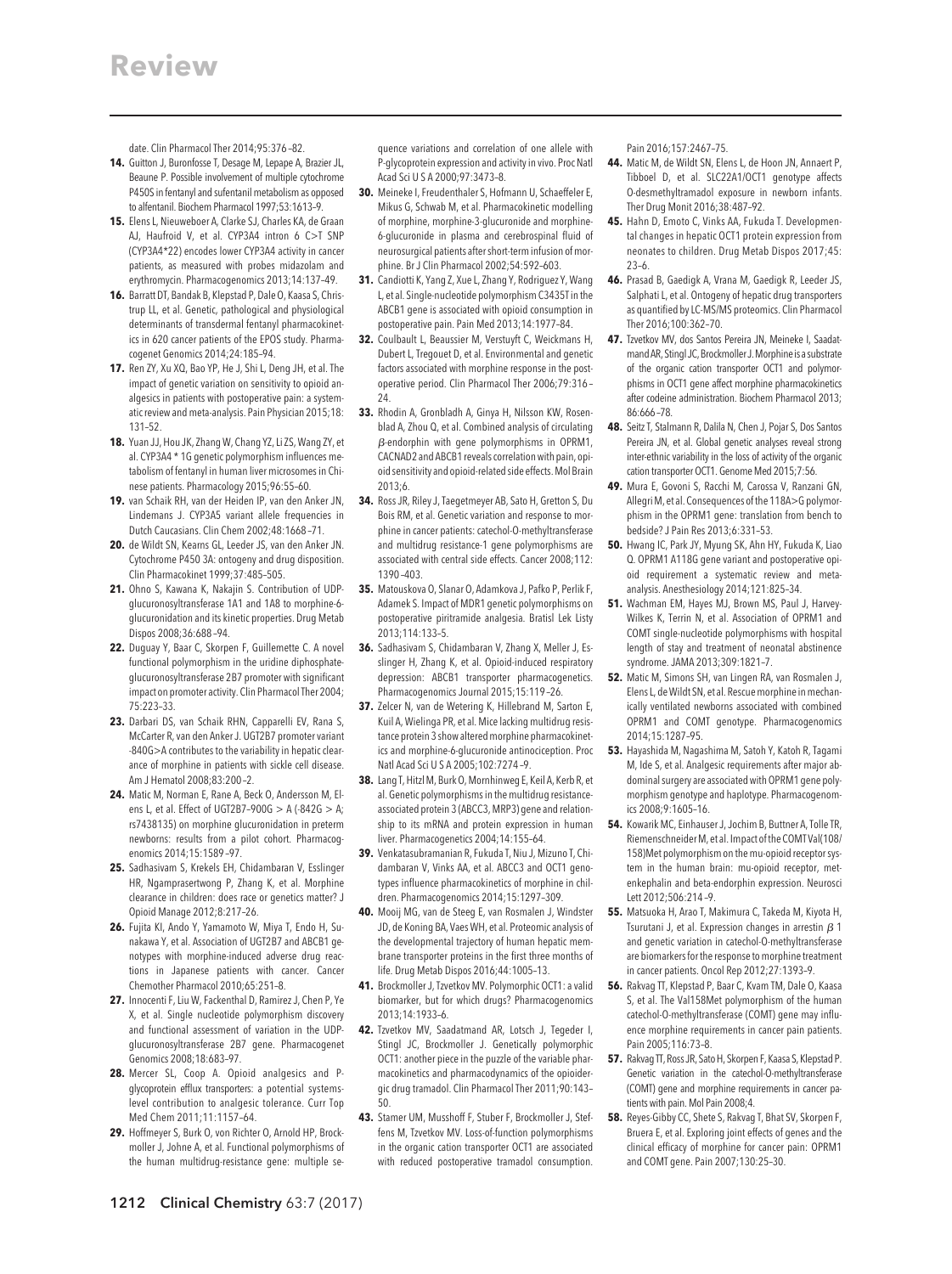date. Clin Pharmacol Ther 2014;95:376–82.

14. Guitton J, Buronfosse T, Desage M, Lepage A, Brazier JL, Beaune P. Possible involvement of multiple cytochrome P450S in fentanyl and sufentanil metabolism as opposed to alfentanil. Biochem Pharmacol 1997;53:1613–9.

15. Elens L, Nieuweboer A, Clarke SJ, Charles KA, de Graan AJ, Haufroid V, et al. CYP3A4 intron 6 C>T SNP (CYP3A4*22) encodes lower CYP3A4 activity in cancer patients, as measured with probes midazolam and erythromycin. Pharmacogenomics 2013;14:137–49.

16. Barratt DT, Bandak B, Klepstad P, Dale O, Kaasa S, Christrup LL, et al. Genetic, pathological and physiological determinants of transdermal fentanyl pharmacokinetics in 620 cancer patients of the EPOS study. Pharmacogenet Genomics 2014;24:185–94.

17. Ren ZY, Xu XQ, Bao YP, He J, Shi L, Deng JH, et al. The impact of genetic variation on sensitivity to opioid analgesics in patients with postoperative pain: a systematic review and meta-analysis. Pain Physician 2015;18:131–52.

18. Yuan JJ, Hou JK, Zhang W, Chang YZ, Li ZS, Wang ZY, et al. CYP3A4 * 1G genetic polymorphism influences metabolism of fentanyl in human liver microsomes in Chinese patients. Pharmacology 2015;96:55–60.

19. van Schaik RH, van der Heiden IP, van den Anker JN, Lindemans J. CYP3A5 variant allele frequencies in Dutch Caucasians. Clin Chem 2002;48:1668–71.

20. de Wildt SN, Kearns GL, Leeder JS, van den Anker JN. Cytochrome P450 3A: ontogeny and drug disposition. Clin Pharmacokinet 1999;37:485–505.

21. Ohno S, Kawana K, Nakajin S. Contribution of UDP-glucuronosyltransferase 1A1 and 1A8 to morphine-6-glucuronidation and its kinetic properties. Drug Metab Dispos 2008;36:688–94.

22. Duguay Y, Baar C, Skorpen F, Guillemette C. A novel functional polymorphism in the uridine diphosphate-glucuronosyltransferase 2B7 promoter with significant impact on promoter activity. Clin Pharmacol Ther 2004;75:223–33.

23. Darbari DS, van Schaik RHN, Capparelli EV, Rana S, McCarter R, van den Anker J. UGT2B7 promoter variant -840G>A contributes to the variability in hepatic clearance of morphine in patients with sickle cell disease. Am J Hematol 2008;83:200–2.

24. Matic M, Norman E, Rane A, Beck O, Andersson M, Elens L, et al. Effect of UGT2B7 –900G > A (-842G > A; rs7438135) on morphine glucuronidation in preterm newborns: results from a pilot cohort. Pharmacogenomics 2014;15:1589–97.

25. Sadhasivam S, Krekels EH, Chidambaran V, Esslinger HR, Ngamprasertwong P, Zhang K, et al. Morphine clearance in children: does race or genetics matter? J Opioid Manage 2012;8:217–26.

26. Fujita KI, Ando Y, Yamamoto W, Miya T, Endo H, Sunakawa Y, et al. Association of UGT2B7 and ABCB1 genotypes with morphine-induced adverse drug reactions in Japanese patients with cancer. Cancer Chemother Pharmacol 2010;65:251–8.

27. Innocenti F, Liu W, Fackenthal D, Ramirez J, Chen P, Ye X, et al. Single nucleotide polymorphism discovery and functional assessment of variation in the UDP-glucuronosyltransferase 2B7 gene. Pharmacogenet Genomics 2008;18:683–97.

28. Mercer SL, Coop A. Opioid analgesics and P-glycoprotein efflux transporters: a potential systems-level contribution to analgesic tolerance. Curr Top Med Chem 2011;11:1157–64.

29. Hoffmeyer S, Burk O, von Richter O, Arnold HP, Brockmoller J, Johne A, et al. Functional polymorphisms of the human multidrug-resistance gene: multiple sequence variations and correlation of one allele with P-glycoprotein expression and activity in vivo. Proc Natl Acad Sci U S A 2000;97:3473–8.

30. Meineke I, Freudenthaler S, Hofmann U, Schaeffeler E, Mikus G, Schwab M, et al. Pharmacokinetic modelling of morphine, morphine-3-glucuronide and morphine-6-glucuronide in plasma and cerebrospinal fluid of neurosurgical patients after short-term infusion of morphine. Br J Clin Pharmacol 2002;54:592–603.

31. Candiotti K, Yang Z, Xue L, Zhang Y, Rodriguez Y, Wang L, et al. Single-nucleotide polymorphism C3435T in the ABCB1 gene is associated with opioid consumption in postoperative pain. Pain Med 2013;14:1977–84.

32. Coulbault L, Beaussier M, Verstuyft C, Weickmans H, Dubert L, Tregouet D, et al. Environmental and genetic factors associated with morphine response in the postoperative period. Clin Pharmacol Ther 2006;79:316–24.

33. Rhodin A, Gronbladh A, Ginya H, Nilsson KW, Rosenblad A, Zhou Q, et al. Combined analysis of circulating β-endorphin with gene polymorphisms in OPRM1, CACNAD2 and ABCB1 reveals correlation with pain, opioid sensitivity and opioid-related side effects. Mol Brain 2013;6.

34. Ross JR, Riley J, Taegetmeyer AB, Sato H, Gretton S, Du Bois RM, et al. Genetic variation and response to morphine in cancer patients: catechol-O-methyltransferase and multidrug resistance-1 gene polymorphisms are associated with central side effects. Cancer 2008;112:1390–403.

35. Matouskova O, Slanar O, Adamkova J, Pafko P, Perlik F, Adamek S. Impact of MDR1 genetic polymorphisms on postoperative piritramide analgesia. Bratisl Lek Listy 2013;114:133–5.

36. Sadhasivam S, Chidambaran V, Zhang X, Meller J, Esslinger H, Zhang K, et al. Opioid-induced respiratory depression: ABCB1 transporter pharmacogenetics. Pharmacogenomics Journal 2015;15:119–26.

37. Zelcer N, van de Wetering K, Hillebrand M, Sarton E, Kuil A, Wielinga PR, et al. Mice lacking multidrug resistance protein 3 show altered morphine pharmacokinetics and morphine-6-glucuronide antinociception. Proc Natl Acad Sci U S A 2005;102:7274–9.

38. Lang T, Hitzl M, Burk O, Mornhinweg E, Keil A, Kerb R, et al. Genetic polymorphisms in the multidrug resistance-associated protein 3 (ABCC3, MRP3) gene and relationship to its mRNA and protein expression in human liver. Pharmacogenetics 2004;14:155–64.

39. Venkatasubramanian R, Fukuda T, Niu J, Mizuno T, Chidambaran V, Vinks AA, et al. ABCC3 and OCT1 genotypes influence pharmacokinetics of morphine in children. Pharmacogenomics 2014;15:1297–309.

40. Mooij MG, van de Steeg E, van Rosmalen J, Windster JD, de Koning BA, Vaes WH, et al. Proteomic analysis of the developmental trajectory of human hepatic membrane transporter proteins in the first three months of life. Drug Metab Dispos 2016;44:1005–13.

41. Brockmoller J, Tzvetkov MV. Polymorphic OCT1: a valid biomarker, but for which drugs? Pharmacogenomics 2013;14:1933–6.

42. Tzvetkov MV, Saadatmand AR, Lotsch J, Tegeder I, Stingl JC, Brockmoller J. Genetically polymorphic OCT1: another piece in the puzzle of the variable pharmacokinetics and pharmacodynamics of the opioidergic drug tramadol. Clin Pharmacol Ther 2011;90:143–50.

43. Stamer UM, Musshoff F, Stuber F, Brockmoller J, Steffens M, Tzvetkov MV. Loss-of-function polymorphisms in the organic cation transporter OCT1 are associated with reduced postoperative tramadol consumption. Pain 2016;157:2467–75.

44. Matic M, de Wildt SN, Elens L, de Hoon JN, Annaert P, Tibboel D, et al. SLC22A1/OCT1 genotype affects O-desmethyltramadol exposure in newborn infants. Ther Drug Monit 2016;38:487–92.

45. Hahn D, Emoto C, Vinks AA, Fukuda T. Developmental changes in hepatic OCT1 protein expression from neonates to children. Drug Metab Dispos 2017;45:23–6.

46. Prasad B, Gaedigk A, Vrana M, Gaedigk R, Leeder JS, Salphati L, et al. Ontogeny of hepatic drug transporters as quantified by LC-MS/MS proteomics. Clin Pharmacol Ther 2016;100:362–70.

47. Tzvetkov MV, dos Santos Pereira JN, Meineke I, Saadatmand AR, Stingl JC, Brockmoller J. Morphine is a substrate of the organic cation transporter OCT1 and polymorphisms in OCT1 gene affect morphine pharmacokinetics after codeine administration. Biochem Pharmacol 2013;86:666–78.

48. Seitz T, Stalmann R, Dalila N, Chen J, Pojar S, Dos Santos Pereira JN, et al. Global genetic analyses reveal strong inter-ethnic variability in the loss of activity of the organic cation transporter OCT1. Genome Med 2015;7:56.

49. Mura E, Govoni S, Racchi M, Carossa V, Ranzani GN, Allegri M, et al. Consequences of the 118A>G polymorphism in the OPRM1 gene: translation from bench to bedside? J Pain Res 2013;6:331–53.

50. Hwang IC, Park JY, Myung SK, Ahn HY, Fukuda K, Liao Q. OPRM1 A118G gene variant and postoperative opioid requirement a systematic review and meta-analysis. Anesthesiology 2014;121:825–34.

51. Wachman EM, Hayes MJ, Brown MS, Paul J, Harvey-Wilkes K, Terrin N, et al. Association of OPRM1 and COMT single-nucleotide polymorphisms with hospital length of stay and treatment of neonatal abstinence syndrome. JAMA 2013;309:1821–7.

52. Matic M, Simons SH, van Lingen RA, van Rosmalen J, Elens L, de Wildt SN, et al. Rescue morphine in mechanically ventilated newborns associated with combined OPRM1 and COMT genotype. Pharmacogenomics 2014;15:1287–95.

53. Hayashida M, Nagashima M, Satoh Y, Katoh R, Tagami M, Ide S, et al. Analgesic requirements after major abdominal surgery are associated with OPRM1 gene polymorphism genotype and haplotype. Pharmacogenomics 2008;9:1605–16.

54. Kowarik MC, Einhauser J, Jochim B, Buttner A, Tolle TR, Riemenschneider M, et al. Impact of the COMT Val(108/158)Met polymorphism on the mu-opioid receptor system in the human brain: mu-opioid receptor, met-enkephalin and beta-endorphin expression. Neurosci Lett 2012;506:214–9.

55. Matsuoka H, Arao T, Makimura C, Takeda M, Kiyota H, Tsurutani J, et al. Expression changes in arrestin β 1 and genetic variation in catechol-O-methyltransferase are biomarkers for the response to morphine treatment in cancer patients. Oncol Rep 2012;27:1393–9.

56. Rakvag TT, Klepstad P, Baar C, Kvam TM, Dale O, Kaasa S, et al. The Val158Met polymorphism of the human catechol-O-methyltransferase (COMT) gene may influence morphine requirements in cancer pain patients. Pain 2005;116:73–8.

57. Rakvag TT, Ross JR, Sato H, Skorpen F, Kaasa S, Klepstad P. Genetic variation in the catechol-O-methyltransferase (COMT) gene and morphine requirements in cancer patients with pain. Mol Pain 2008;4.

58. Reyes-Gibby CC, Shete S, Rakvag T, Bhat SV, Skorpen F, Bruera E, et al. Exploring joint effects of genes and the clinical efficacy of morphine for cancer pain: OPRM1 and COMT gene. Pain 2007;130:25–30.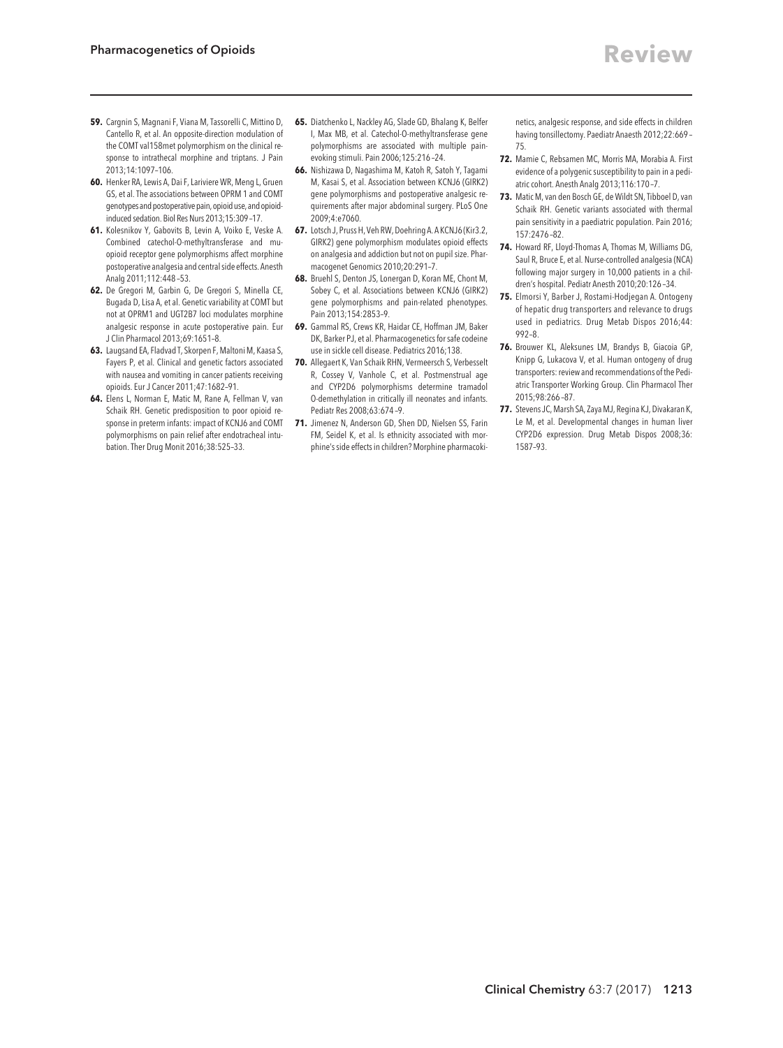59. Cargnin S, Magnani F, Viana M, Tassorelli C, Mittino D, Cantello R, et al. An opposite-direction modulation of the COMT val158met polymorphism on the clinical response to intrathecal morphine and triptans. J Pain 2013;14:1097–106.
60. Henker RA, Lewis A, Dai F, Lariviere WR, Meng L, Gruen GS, et al. The associations between OPRM 1 and COMT genotypes and postoperative pain, opioid use, and opioid-induced sedation. Biol Res Nurs 2013;15:309–17.
61. Kolesnikov Y, Gabovits B, Levin A, Voiko E, Veske A. Combined catechol-O-methyltransferase and mu-opioid receptor gene polymorphisms affect morphine postoperative analgesia and central side effects. Anesth Analg 2011;112:448–53.
62. De Gregori M, Garbin G, De Gregori S, Minella CE, Bugada D, Lisa A, et al. Genetic variability at COMT but not at OPRM1 and UGT2B7 loci modulates morphine analgesic response in acute postoperative pain. Eur J Clin Pharmacol 2013;69:1651–8.
63. Laugsand EA, Fladvad T, Skorpen F, Maltoni M, Kaasa S, Fayers P, et al. Clinical and genetic factors associated with nausea and vomiting in cancer patients receiving opioids. Eur J Cancer 2011;47:1682–91.
64. Elens L, Norman E, Matic M, Rane A, Fellman V, van Schaik RH. Genetic predisposition to poor opioid response in preterm infants: impact of KCNJ6 and COMT polymorphisms on pain relief after endotracheal intubation. Ther Drug Monit 2016;38:525–33.
65. Diatchenko L, Nackley AG, Slade GD, Bhalang K, Belfer I, Max MB, et al. Catechol-O-methyltransferase gene polymorphisms are associated with multiple pain-evoking stimuli. Pain 2006;125:216–24.
66. Nishizawa D, Nagashima M, Katoh R, Satoh Y, Tagami M, Kasai S, et al. Association between KCNJ6 (GIRK2) gene polymorphisms and postoperative analgesic requirements after major abdominal surgery. PLoS One 2009;4:e7060.
67. Lotsch J, Pruss H, Veh RW, Doehring A. A KCNJ6 (Kir3.2, GIRK2) gene polymorphism modulates opioid effects on analgesia and addiction but not on pupil size. Pharmacogenet Genomics 2010;20:291–7.
68. Bruehl S, Denton JS, Lonergan D, Koran ME, Chont M, Sobey C, et al. Associations between KCNJ6 (GIRK2) gene polymorphisms and pain-related phenotypes. Pain 2013;154:2853–9.
69. Gammal RS, Crews KR, Haidar CE, Hoffman JM, Baker DK, Barker PJ, et al. Pharmacogenetics for safe codeine use in sickle cell disease. Pediatrics 2016;138.
70. Allegaert K, Van Schaik RHN, Vermeersch S, Verbesselt R, Cossey V, Vanhole C, et al. Postmenstrual age and CYP2D6 polymorphisms determine tramadol O-demethylation in critically ill neonates and infants. Pediatr Res 2008;63:674–9.
71. Jimenez N, Anderson GD, Shen DD, Nielsen SS, Farin FM, Seidel K, et al. Is ethnicity associated with morphine's side effects in children? Morphine pharmacokinetics, analgesic response, and side effects in children having tonsillectomy. Paediatr Anaesth 2012;22:669–75.
72. Mamie C, Rebsamen MC, Morris MA, Morabia A. First evidence of a polygenic susceptibility to pain in a pediatric cohort. Anesth Analg 2013;116:170–7.
73. Matic M, van den Bosch GE, de Wildt SN, Tibboel D, van Schaik RH. Genetic variants associated with thermal pain sensitivity in a paediatric population. Pain 2016;157:2476–82.
74. Howard RF, Lloyd-Thomas A, Thomas M, Williams DG, Saul R, Bruce E, et al. Nurse-controlled analgesia (NCA) following major surgery in 10,000 patients in a children's hospital. Pediatr Anesth 2010;20:126–34.
75. Elmorsi Y, Barber J, Rostami-Hodjegan A. Ontogeny of hepatic drug transporters and relevance to drugs used in pediatrics. Drug Metab Dispos 2016;44:992–8.
76. Brouwer KL, Aleksunes LM, Brandys B, Giacoia GP, Knipp G, Lukacova V, et al. Human ontogeny of drug transporters: review and recommendations of the Pediatric Transporter Working Group. Clin Pharmacol Ther 2015;98:266–87.
77. Stevens JC, Marsh SA, Zaya MJ, Regina KJ, Divakaran K, Le M, et al. Developmental changes in human liver CYP2D6 expression. Drug Metab Dispos 2008;36:1587–93.